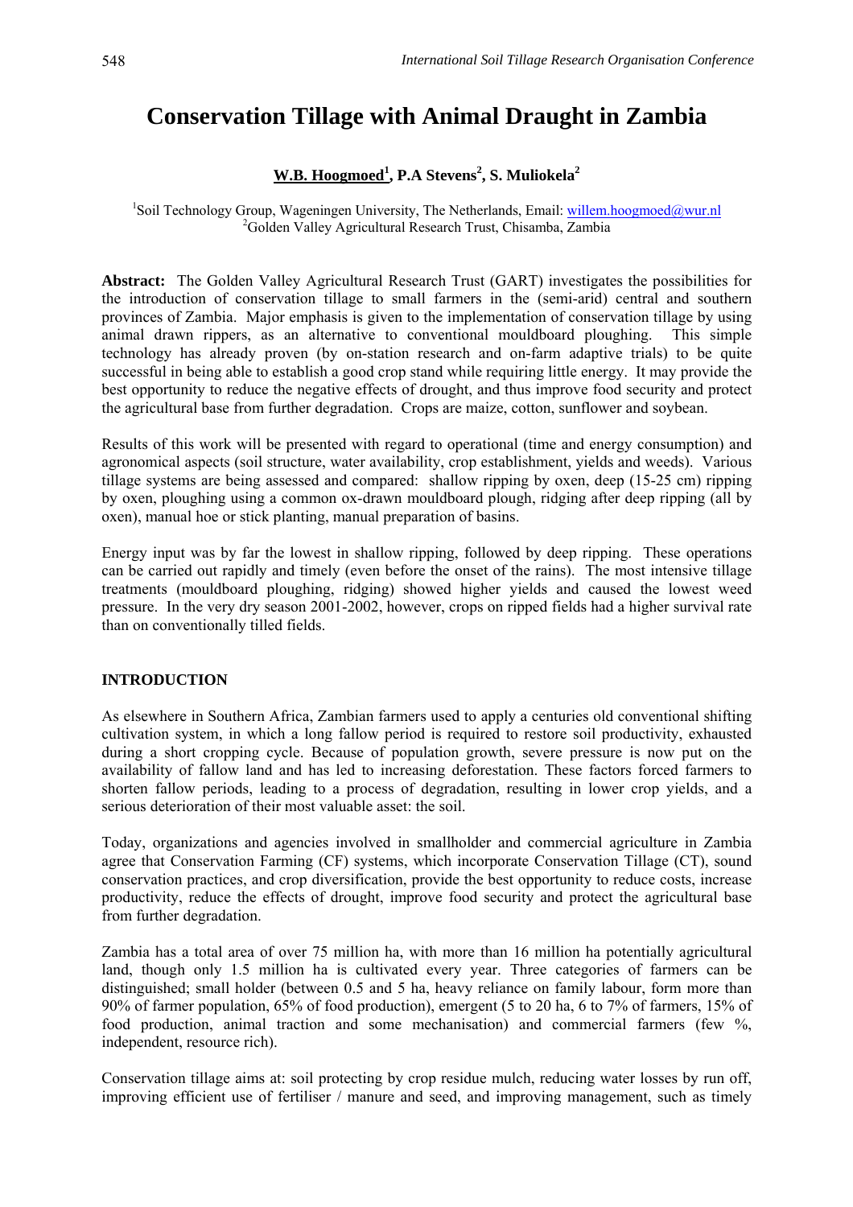# Conservation Tillage with Animal Draught in Zambia

**W.B. Hoogmoed[1], P.A Stevens[2], S. Muliokela[2]**

[1]Soil Technology Group, Wageningen University, The Netherlands, Email: willem.hoogmoed@wur.nl
[2]Golden Valley Agricultural Research Trust, Chisamba, Zambia

**Abstract:** The Golden Valley Agricultural Research Trust (GART) investigates the possibilities for the introduction of conservation tillage to small farmers in the (semi-arid) central and southern provinces of Zambia. Major emphasis is given to the implementation of conservation tillage by using animal drawn rippers, as an alternative to conventional mouldboard ploughing. This simple technology has already proven (by on-station research and on-farm adaptive trials) to be quite successful in being able to establish a good crop stand while requiring little energy. It may provide the best opportunity to reduce the negative effects of drought, and thus improve food security and protect the agricultural base from further degradation. Crops are maize, cotton, sunflower and soybean.

Results of this work will be presented with regard to operational (time and energy consumption) and agronomical aspects (soil structure, water availability, crop establishment, yields and weeds). Various tillage systems are being assessed and compared: shallow ripping by oxen, deep (15-25 cm) ripping by oxen, ploughing using a common ox-drawn mouldboard plough, ridging after deep ripping (all by oxen), manual hoe or stick planting, manual preparation of basins.

Energy input was by far the lowest in shallow ripping, followed by deep ripping. These operations can be carried out rapidly and timely (even before the onset of the rains). The most intensive tillage treatments (mouldboard ploughing, ridging) showed higher yields and caused the lowest weed pressure. In the very dry season 2001-2002, however, crops on ripped fields had a higher survival rate than on conventionally tilled fields.

## INTRODUCTION

As elsewhere in Southern Africa, Zambian farmers used to apply a centuries old conventional shifting cultivation system, in which a long fallow period is required to restore soil productivity, exhausted during a short cropping cycle. Because of population growth, severe pressure is now put on the availability of fallow land and has led to increasing deforestation. These factors forced farmers to shorten fallow periods, leading to a process of degradation, resulting in lower crop yields, and a serious deterioration of their most valuable asset: the soil.

Today, organizations and agencies involved in smallholder and commercial agriculture in Zambia agree that Conservation Farming (CF) systems, which incorporate Conservation Tillage (CT), sound conservation practices, and crop diversification, provide the best opportunity to reduce costs, increase productivity, reduce the effects of drought, improve food security and protect the agricultural base from further degradation.

Zambia has a total area of over 75 million ha, with more than 16 million ha potentially agricultural land, though only 1.5 million ha is cultivated every year. Three categories of farmers can be distinguished; small holder (between 0.5 and 5 ha, heavy reliance on family labour, form more than 90% of farmer population, 65% of food production), emergent (5 to 20 ha, 6 to 7% of farmers, 15% of food production, animal traction and some mechanisation) and commercial farmers (few %, independent, resource rich).

Conservation tillage aims at: soil protecting by crop residue mulch, reducing water losses by run off, improving efficient use of fertiliser / manure and seed, and improving management, such as timely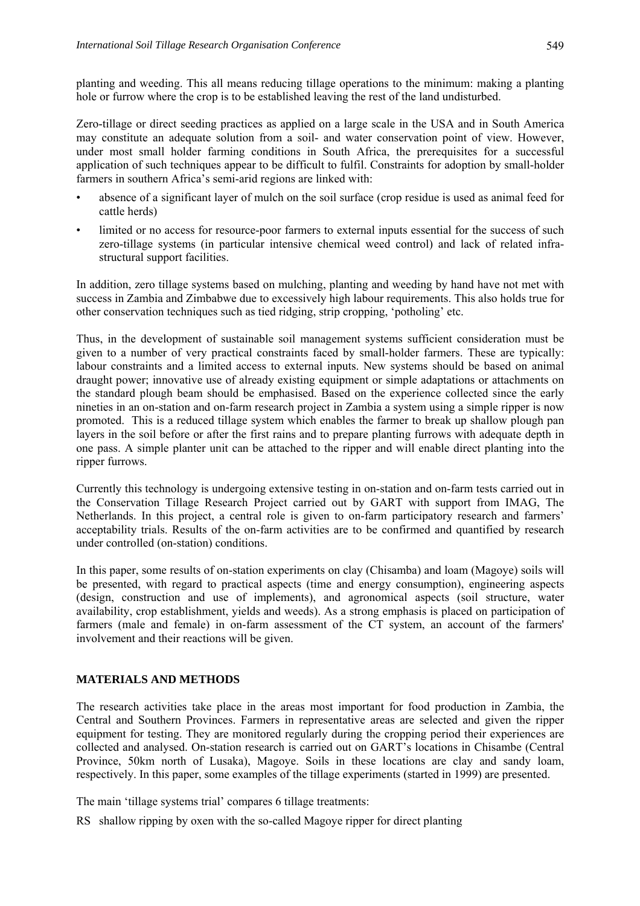planting and weeding. This all means reducing tillage operations to the minimum: making a planting hole or furrow where the crop is to be established leaving the rest of the land undisturbed.

Zero-tillage or direct seeding practices as applied on a large scale in the USA and in South America may constitute an adequate solution from a soil- and water conservation point of view. However, under most small holder farming conditions in South Africa, the prerequisites for a successful application of such techniques appear to be difficult to fulfil. Constraints for adoption by small-holder farmers in southern Africa's semi-arid regions are linked with:

- absence of a significant layer of mulch on the soil surface (crop residue is used as animal feed for cattle herds)
- limited or no access for resource-poor farmers to external inputs essential for the success of such zero-tillage systems (in particular intensive chemical weed control) and lack of related infra-structural support facilities.

In addition, zero tillage systems based on mulching, planting and weeding by hand have not met with success in Zambia and Zimbabwe due to excessively high labour requirements. This also holds true for other conservation techniques such as tied ridging, strip cropping, 'potholing' etc.

Thus, in the development of sustainable soil management systems sufficient consideration must be given to a number of very practical constraints faced by small-holder farmers. These are typically: labour constraints and a limited access to external inputs. New systems should be based on animal draught power; innovative use of already existing equipment or simple adaptations or attachments on the standard plough beam should be emphasised. Based on the experience collected since the early nineties in an on-station and on-farm research project in Zambia a system using a simple ripper is now promoted. This is a reduced tillage system which enables the farmer to break up shallow plough pan layers in the soil before or after the first rains and to prepare planting furrows with adequate depth in one pass. A simple planter unit can be attached to the ripper and will enable direct planting into the ripper furrows.

Currently this technology is undergoing extensive testing in on-station and on-farm tests carried out in the Conservation Tillage Research Project carried out by GART with support from IMAG, The Netherlands. In this project, a central role is given to on-farm participatory research and farmers' acceptability trials. Results of the on-farm activities are to be confirmed and quantified by research under controlled (on-station) conditions.

In this paper, some results of on-station experiments on clay (Chisamba) and loam (Magoye) soils will be presented, with regard to practical aspects (time and energy consumption), engineering aspects (design, construction and use of implements), and agronomical aspects (soil structure, water availability, crop establishment, yields and weeds). As a strong emphasis is placed on participation of farmers (male and female) in on-farm assessment of the CT system, an account of the farmers' involvement and their reactions will be given.

## MATERIALS AND METHODS

The research activities take place in the areas most important for food production in Zambia, the Central and Southern Provinces. Farmers in representative areas are selected and given the ripper equipment for testing. They are monitored regularly during the cropping period their experiences are collected and analysed. On-station research is carried out on GART's locations in Chisambe (Central Province, 50km north of Lusaka), Magoye. Soils in these locations are clay and sandy loam, respectively. In this paper, some examples of the tillage experiments (started in 1999) are presented.

The main 'tillage systems trial' compares 6 tillage treatments:

RS shallow ripping by oxen with the so-called Magoye ripper for direct planting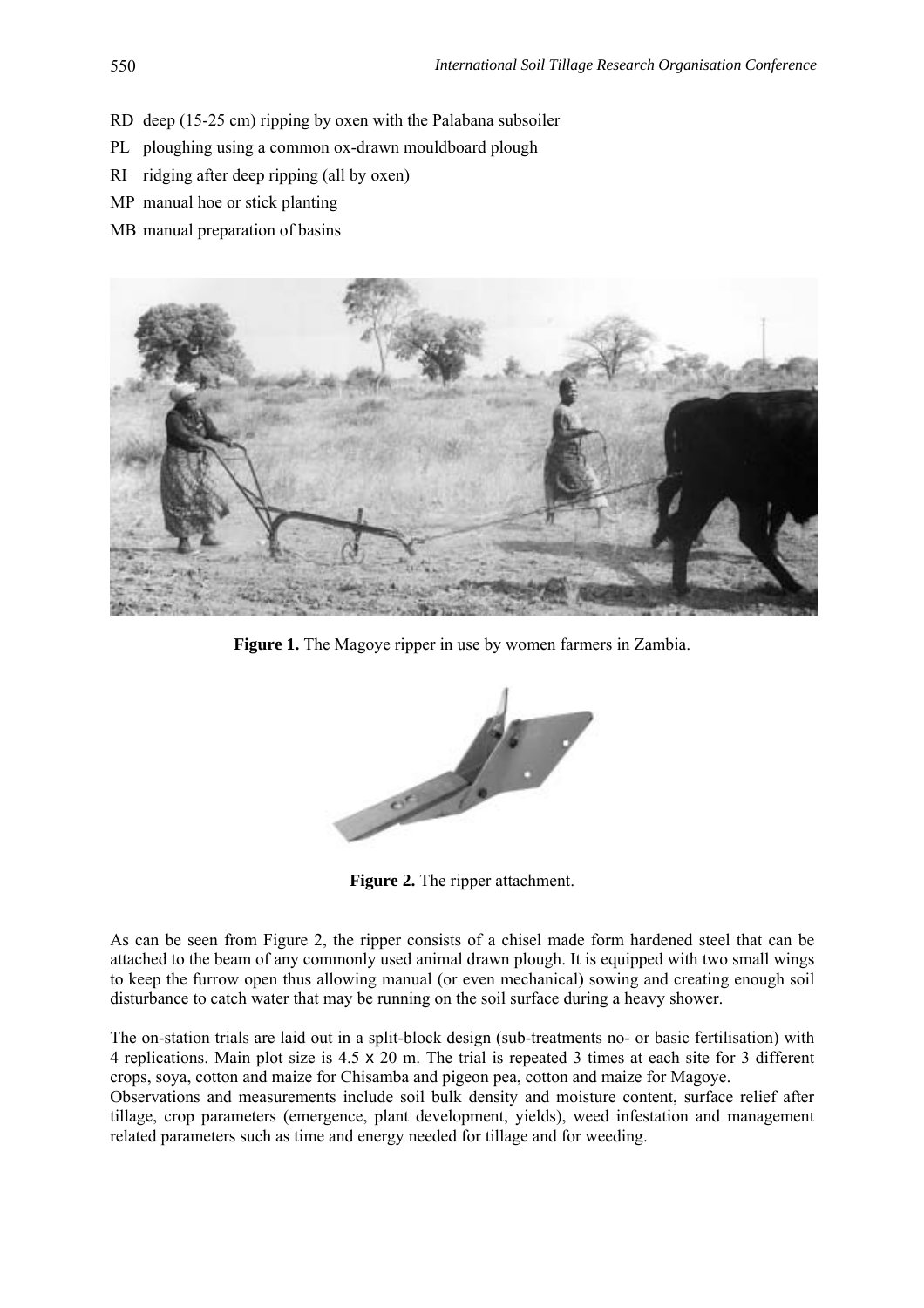RD deep (15-25 cm) ripping by oxen with the Palabana subsoiler

PL ploughing using a common ox-drawn mouldboard plough

RI ridging after deep ripping (all by oxen)

MP manual hoe or stick planting

MB manual preparation of basins

**Figure 1.** The Magoye ripper in use by women farmers in Zambia.

**Figure 2.** The ripper attachment.

As can be seen from Figure 2, the ripper consists of a chisel made form hardened steel that can be attached to the beam of any commonly used animal drawn plough. It is equipped with two small wings to keep the furrow open thus allowing manual (or even mechanical) sowing and creating enough soil disturbance to catch water that may be running on the soil surface during a heavy shower.

The on-station trials are laid out in a split-block design (sub-treatments no- or basic fertilisation) with 4 replications. Main plot size is 4.5 x 20 m. The trial is repeated 3 times at each site for 3 different crops, soya, cotton and maize for Chisamba and pigeon pea, cotton and maize for Magoye.
Observations and measurements include soil bulk density and moisture content, surface relief after tillage, crop parameters (emergence, plant development, yields), weed infestation and management related parameters such as time and energy needed for tillage and for weeding.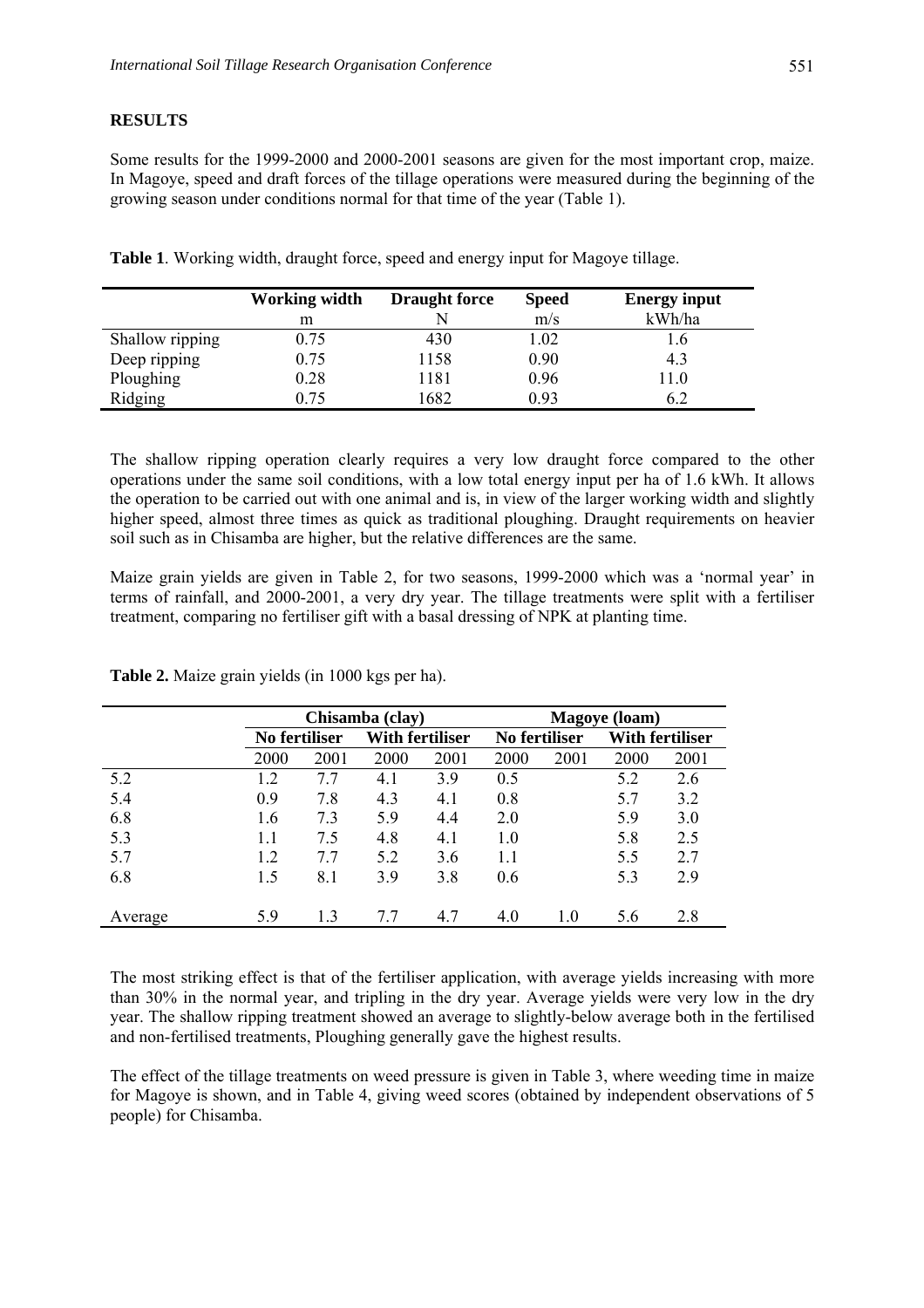**RESULTS**

Some results for the 1999-2000 and 2000-2001 seasons are given for the most important crop, maize. In Magoye, speed and draft forces of the tillage operations were measured during the beginning of the growing season under conditions normal for that time of the year (Table 1).

**Table 1**. Working width, draught force, speed and energy input for Magoye tillage.

| | Working width | Draught force | Speed | Energy input |
|---|---|---|---|---|
| | m | N | m/s | kWh/ha |
| Shallow ripping | 0.75 | 430 | 1.02 | 1.6 |
| Deep ripping | 0.75 | 1158 | 0.90 | 4.3 |
| Ploughing | 0.28 | 1181 | 0.96 | 11.0 |
| Ridging | 0.75 | 1682 | 0.93 | 6.2 |

The shallow ripping operation clearly requires a very low draught force compared to the other operations under the same soil conditions, with a low total energy input per ha of 1.6 kWh. It allows the operation to be carried out with one animal and is, in view of the larger working width and slightly higher speed, almost three times as quick as traditional ploughing. Draught requirements on heavier soil such as in Chisamba are higher, but the relative differences are the same.

Maize grain yields are given in Table 2, for two seasons, 1999-2000 which was a 'normal year' in terms of rainfall, and 2000-2001, a very dry year. The tillage treatments were split with a fertiliser treatment, comparing no fertiliser gift with a basal dressing of NPK at planting time.

**Table 2.** Maize grain yields (in 1000 kgs per ha).

| | Chisamba (clay) | | | | Magoye (loam) | | | |
|---|---|---|---|---|---|---|---|---|
| | No fertiliser | | With fertiliser | | No fertiliser | | With fertiliser | |
| | 2000 | 2001 | 2000 | 2001 | 2000 | 2001 | 2000 | 2001 |
| 5.2 | 1.2 | 7.7 | 4.1 | 3.9 | 0.5 | | 5.2 | 2.6 |
| 5.4 | 0.9 | 7.8 | 4.3 | 4.1 | 0.8 | | 5.7 | 3.2 |
| 6.8 | 1.6 | 7.3 | 5.9 | 4.4 | 2.0 | | 5.9 | 3.0 |
| 5.3 | 1.1 | 7.5 | 4.8 | 4.1 | 1.0 | | 5.8 | 2.5 |
| 5.7 | 1.2 | 7.7 | 5.2 | 3.6 | 1.1 | | 5.5 | 2.7 |
| 6.8 | 1.5 | 8.1 | 3.9 | 3.8 | 0.6 | | 5.3 | 2.9 |
| Average | 5.9 | 1.3 | 7.7 | 4.7 | 4.0 | 1.0 | 5.6 | 2.8 |

The most striking effect is that of the fertiliser application, with average yields increasing with more than 30% in the normal year, and tripling in the dry year. Average yields were very low in the dry year. The shallow ripping treatment showed an average to slightly-below average both in the fertilised and non-fertilised treatments, Ploughing generally gave the highest results.

The effect of the tillage treatments on weed pressure is given in Table 3, where weeding time in maize for Magoye is shown, and in Table 4, giving weed scores (obtained by independent observations of 5 people) for Chisamba.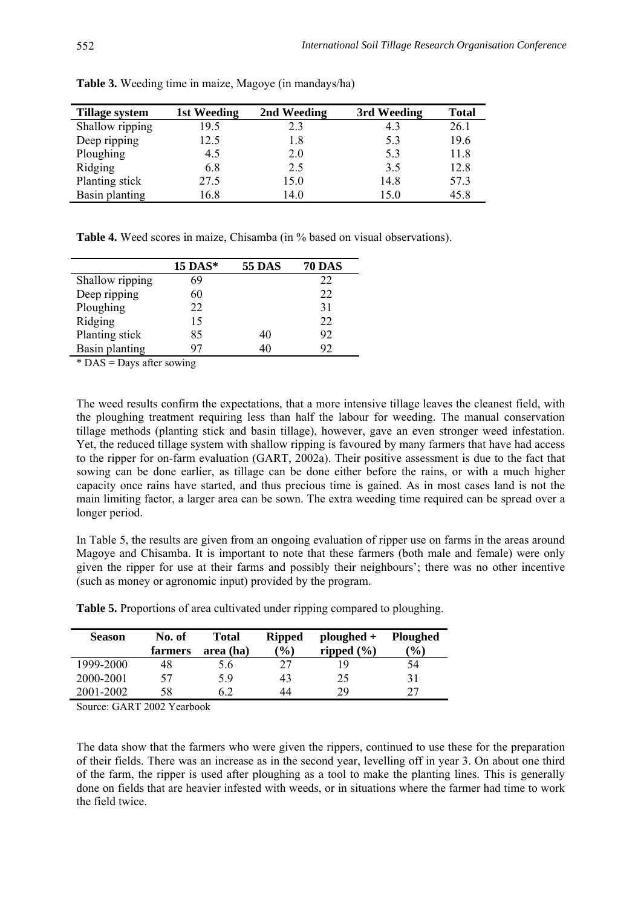**Table 3.** Weeding time in maize, Magoye (in mandays/ha)

| Tillage system | 1st Weeding | 2nd Weeding | 3rd Weeding | Total |
|---|---|---|---|---|
| Shallow ripping | 19.5 | 2.3 | 4.3 | 26.1 |
| Deep ripping | 12.5 | 1.8 | 5.3 | 19.6 |
| Ploughing | 4.5 | 2.0 | 5.3 | 11.8 |
| Ridging | 6.8 | 2.5 | 3.5 | 12.8 |
| Planting stick | 27.5 | 15.0 | 14.8 | 57.3 |
| Basin planting | 16.8 | 14.0 | 15.0 | 45.8 |

**Table 4.** Weed scores in maize, Chisamba (in % based on visual observations).

| | 15 DAS* | 55 DAS | 70 DAS |
|---|---|---|---|
| Shallow ripping | 69 | | 22 |
| Deep ripping | 60 | | 22 |
| Ploughing | 22 | | 31 |
| Ridging | 15 | | 22 |
| Planting stick | 85 | 40 | 92 |
| Basin planting | 97 | 40 | 92 |

* DAS = Days after sowing

The weed results confirm the expectations, that a more intensive tillage leaves the cleanest field, with the ploughing treatment requiring less than half the labour for weeding. The manual conservation tillage methods (planting stick and basin tillage), however, gave an even stronger weed infestation. Yet, the reduced tillage system with shallow ripping is favoured by many farmers that have had access to the ripper for on-farm evaluation (GART, 2002a). Their positive assessment is due to the fact that sowing can be done earlier, as tillage can be done either before the rains, or with a much higher capacity once rains have started, and thus precious time is gained. As in most cases land is not the main limiting factor, a larger area can be sown. The extra weeding time required can be spread over a longer period.

In Table 5, the results are given from an ongoing evaluation of ripper use on farms in the areas around Magoye and Chisamba. It is important to note that these farmers (both male and female) were only given the ripper for use at their farms and possibly their neighbours'; there was no other incentive (such as money or agronomic input) provided by the program.

**Table 5.** Proportions of area cultivated under ripping compared to ploughing.

| Season | No. of farmers | Total area (ha) | Ripped (%) | ploughed + ripped (%) | Ploughed (%) |
|---|---|---|---|---|---|
| 1999-2000 | 48 | 5.6 | 27 | 19 | 54 |
| 2000-2001 | 57 | 5.9 | 43 | 25 | 31 |
| 2001-2002 | 58 | 6.2 | 44 | 29 | 27 |

Source: GART 2002 Yearbook

The data show that the farmers who were given the rippers, continued to use these for the preparation of their fields. There was an increase as in the second year, levelling off in year 3. On about one third of the farm, the ripper is used after ploughing as a tool to make the planting lines. This is generally done on fields that are heavier infested with weeds, or in situations where the farmer had time to work the field twice.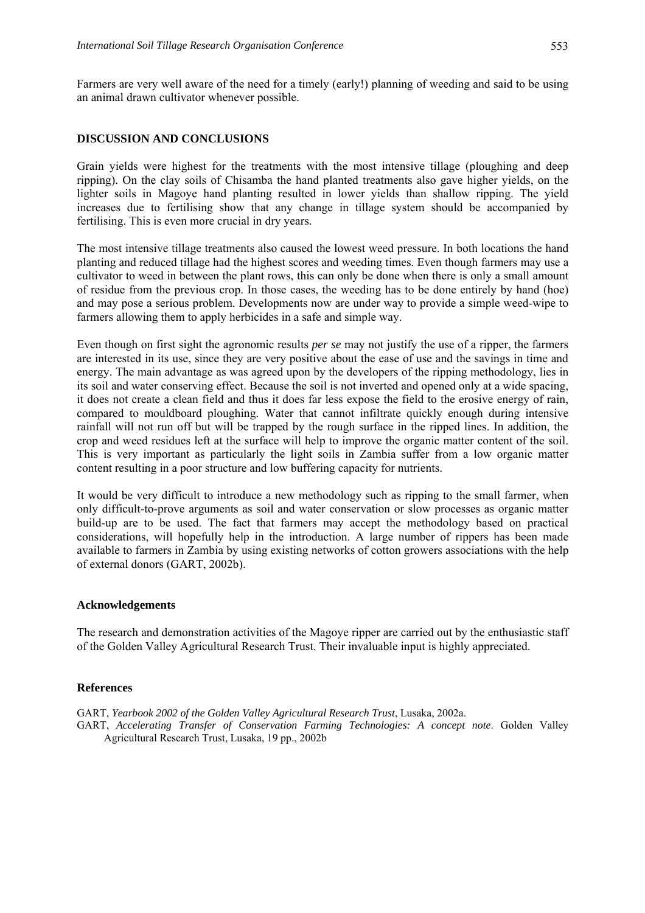Farmers are very well aware of the need for a timely (early!) planning of weeding and said to be using an animal drawn cultivator whenever possible.

## DISCUSSION AND CONCLUSIONS

Grain yields were highest for the treatments with the most intensive tillage (ploughing and deep ripping). On the clay soils of Chisamba the hand planted treatments also gave higher yields, on the lighter soils in Magoye hand planting resulted in lower yields than shallow ripping. The yield increases due to fertilising show that any change in tillage system should be accompanied by fertilising. This is even more crucial in dry years.

The most intensive tillage treatments also caused the lowest weed pressure. In both locations the hand planting and reduced tillage had the highest scores and weeding times. Even though farmers may use a cultivator to weed in between the plant rows, this can only be done when there is only a small amount of residue from the previous crop. In those cases, the weeding has to be done entirely by hand (hoe) and may pose a serious problem. Developments now are under way to provide a simple weed-wipe to farmers allowing them to apply herbicides in a safe and simple way.

Even though on first sight the agronomic results *per se* may not justify the use of a ripper, the farmers are interested in its use, since they are very positive about the ease of use and the savings in time and energy. The main advantage as was agreed upon by the developers of the ripping methodology, lies in its soil and water conserving effect. Because the soil is not inverted and opened only at a wide spacing, it does not create a clean field and thus it does far less expose the field to the erosive energy of rain, compared to mouldboard ploughing. Water that cannot infiltrate quickly enough during intensive rainfall will not run off but will be trapped by the rough surface in the ripped lines. In addition, the crop and weed residues left at the surface will help to improve the organic matter content of the soil. This is very important as particularly the light soils in Zambia suffer from a low organic matter content resulting in a poor structure and low buffering capacity for nutrients.

It would be very difficult to introduce a new methodology such as ripping to the small farmer, when only difficult-to-prove arguments as soil and water conservation or slow processes as organic matter build-up are to be used. The fact that farmers may accept the methodology based on practical considerations, will hopefully help in the introduction. A large number of rippers has been made available to farmers in Zambia by using existing networks of cotton growers associations with the help of external donors (GART, 2002b).

### Acknowledgements

The research and demonstration activities of the Magoye ripper are carried out by the enthusiastic staff of the Golden Valley Agricultural Research Trust. Their invaluable input is highly appreciated.

### References

GART, *Yearbook 2002 of the Golden Valley Agricultural Research Trust*, Lusaka, 2002a.

GART, *Accelerating Transfer of Conservation Farming Technologies: A concept note*. Golden Valley Agricultural Research Trust, Lusaka, 19 pp., 2002b